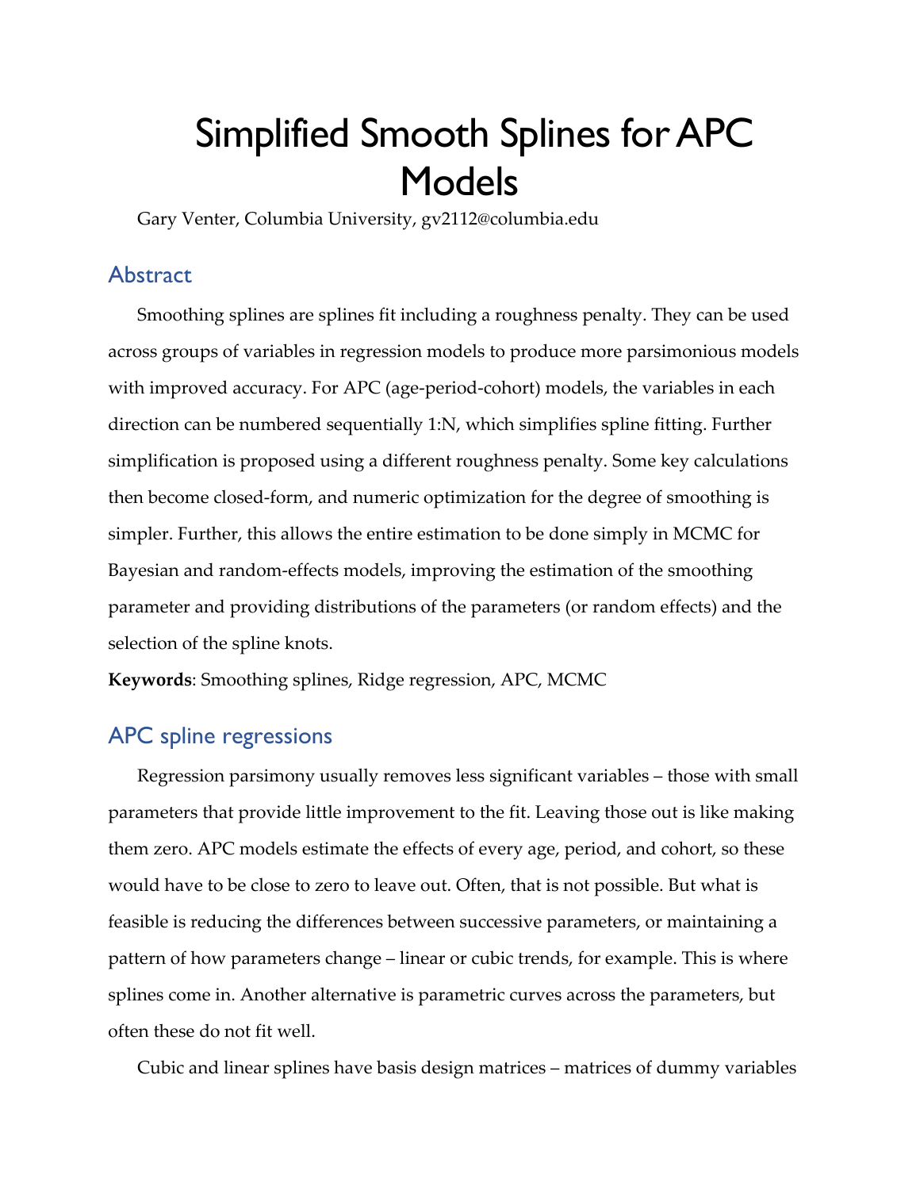# Simplified Smooth Splines for APC Models

Gary Venter, Columbia University, gv2112@columbia.edu

## Abstract

Smoothing splines are splines fit including a roughness penalty. They can be used across groups of variables in regression models to produce more parsimonious models with improved accuracy. For APC (age-period-cohort) models, the variables in each direction can be numbered sequentially 1:N, which simplifies spline fitting. Further simplification is proposed using a different roughness penalty. Some key calculations then become closed-form, and numeric optimization for the degree of smoothing is simpler. Further, this allows the entire estimation to be done simply in MCMC for Bayesian and random-effects models, improving the estimation of the smoothing parameter and providing distributions of the parameters (or random effects) and the selection of the spline knots.

**Keywords**: Smoothing splines, Ridge regression, APC, MCMC

## APC spline regressions

Regression parsimony usually removes less significant variables – those with small parameters that provide little improvement to the fit. Leaving those out is like making them zero. APC models estimate the effects of every age, period, and cohort, so these would have to be close to zero to leave out. Often, that is not possible. But what is feasible is reducing the differences between successive parameters, or maintaining a pattern of how parameters change – linear or cubic trends, for example. This is where splines come in. Another alternative is parametric curves across the parameters, but often these do not fit well.

Cubic and linear splines have basis design matrices – matrices of dummy variables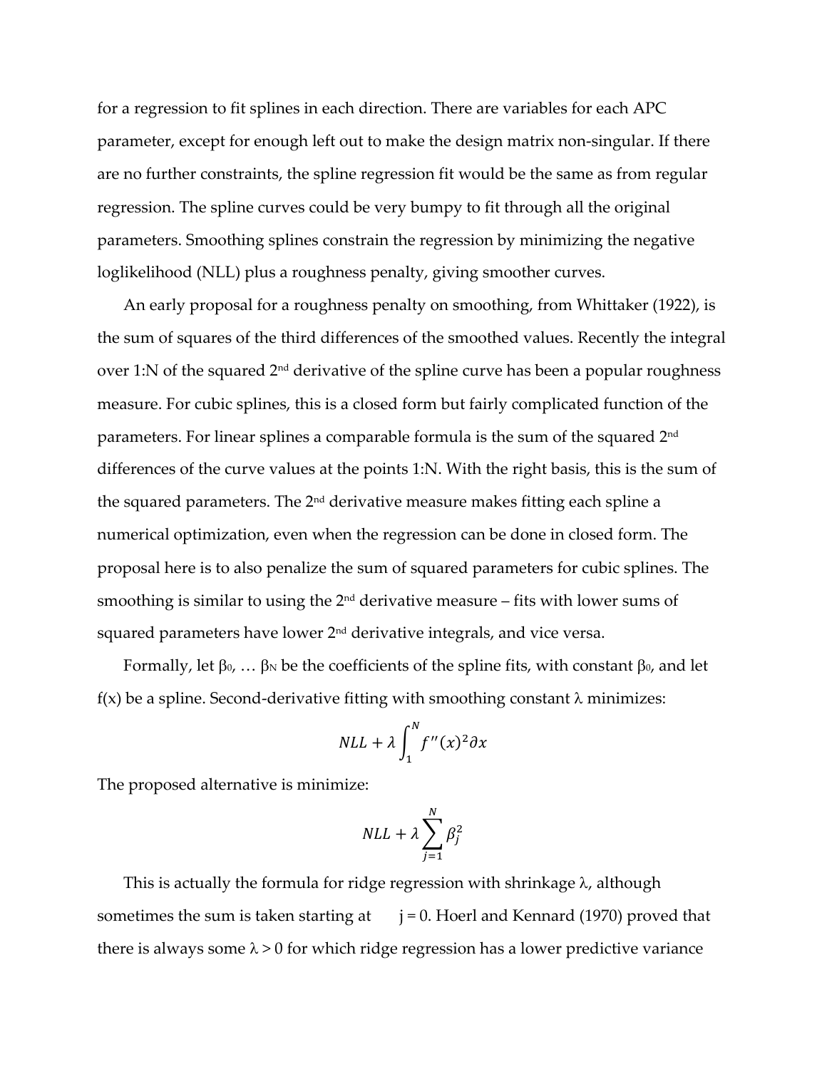for a regression to fit splines in each direction. There are variables for each APC parameter, except for enough left out to make the design matrix non-singular. If there are no further constraints, the spline regression fit would be the same as from regular regression. The spline curves could be very bumpy to fit through all the original parameters. Smoothing splines constrain the regression by minimizing the negative loglikelihood (NLL) plus a roughness penalty, giving smoother curves.

An early proposal for a roughness penalty on smoothing, from Whittaker (1922), is the sum of squares of the third differences of the smoothed values. Recently the integral over 1:N of the squared 2nd derivative of the spline curve has been a popular roughness measure. For cubic splines, this is a closed form but fairly complicated function of the parameters. For linear splines a comparable formula is the sum of the squared 2nd differences of the curve values at the points 1:N. With the right basis, this is the sum of the squared parameters. The 2nd derivative measure makes fitting each spline a numerical optimization, even when the regression can be done in closed form. The proposal here is to also penalize the sum of squared parameters for cubic splines. The smoothing is similar to using the 2nd derivative measure – fits with lower sums of squared parameters have lower 2nd derivative integrals, and vice versa.

Formally, let $\beta_0, \ldots \beta_N$ be the coefficients of the spline fits, with constant $\beta_0$, and let $f(x)$ be a spline. Second-derivative fitting with smoothing constant $\lambda$ minimizes:

$$NLL + \lambda \int_1^N f''(x)^2 \partial x$$

The proposed alternative is minimize:

$$NLL + \lambda \sum_{j=1}^{N} \beta_j^2$$

This is actually the formula for ridge regression with shrinkage $\lambda$, although sometimes the sum is taken starting at $j = 0$. Hoerl and Kennard (1970) proved that there is always some $\lambda > 0$ for which ridge regression has a lower predictive variance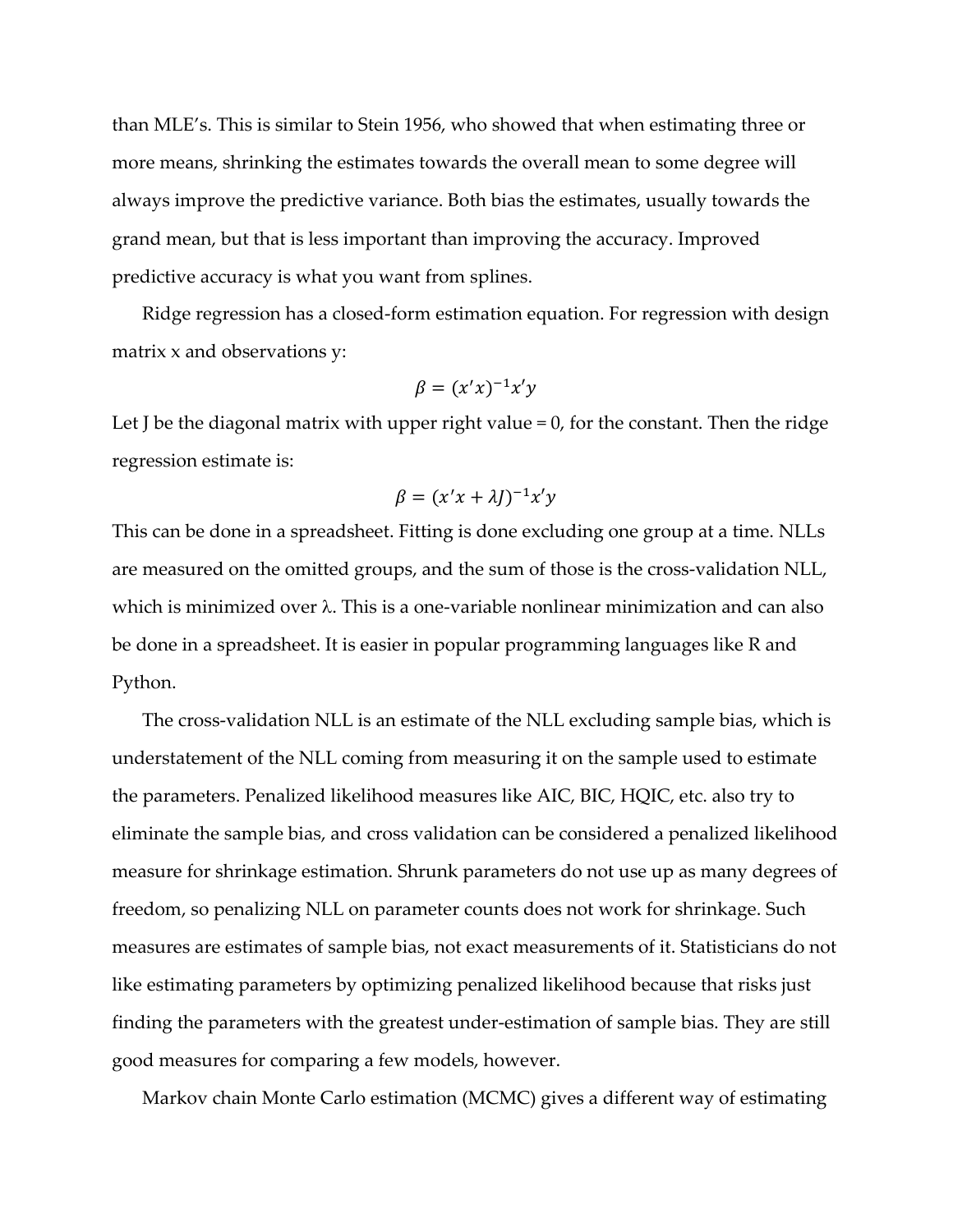than MLE's. This is similar to Stein 1956, who showed that when estimating three or more means, shrinking the estimates towards the overall mean to some degree will always improve the predictive variance. Both bias the estimates, usually towards the grand mean, but that is less important than improving the accuracy. Improved predictive accuracy is what you want from splines.

Ridge regression has a closed-form estimation equation. For regression with design matrix x and observations y:

$$\beta = (x'x)^{-1}x'y$$

Let J be the diagonal matrix with upper right value = 0, for the constant. Then the ridge regression estimate is:

$$\beta = (x'x + \lambda J)^{-1}x'y$$

This can be done in a spreadsheet. Fitting is done excluding one group at a time. NLLs are measured on the omitted groups, and the sum of those is the cross-validation NLL, which is minimized over λ. This is a one-variable nonlinear minimization and can also be done in a spreadsheet. It is easier in popular programming languages like R and Python.

The cross-validation NLL is an estimate of the NLL excluding sample bias, which is understatement of the NLL coming from measuring it on the sample used to estimate the parameters. Penalized likelihood measures like AIC, BIC, HQIC, etc. also try to eliminate the sample bias, and cross validation can be considered a penalized likelihood measure for shrinkage estimation. Shrunk parameters do not use up as many degrees of freedom, so penalizing NLL on parameter counts does not work for shrinkage. Such measures are estimates of sample bias, not exact measurements of it. Statisticians do not like estimating parameters by optimizing penalized likelihood because that risks just finding the parameters with the greatest under-estimation of sample bias. They are still good measures for comparing a few models, however.

Markov chain Monte Carlo estimation (MCMC) gives a different way of estimating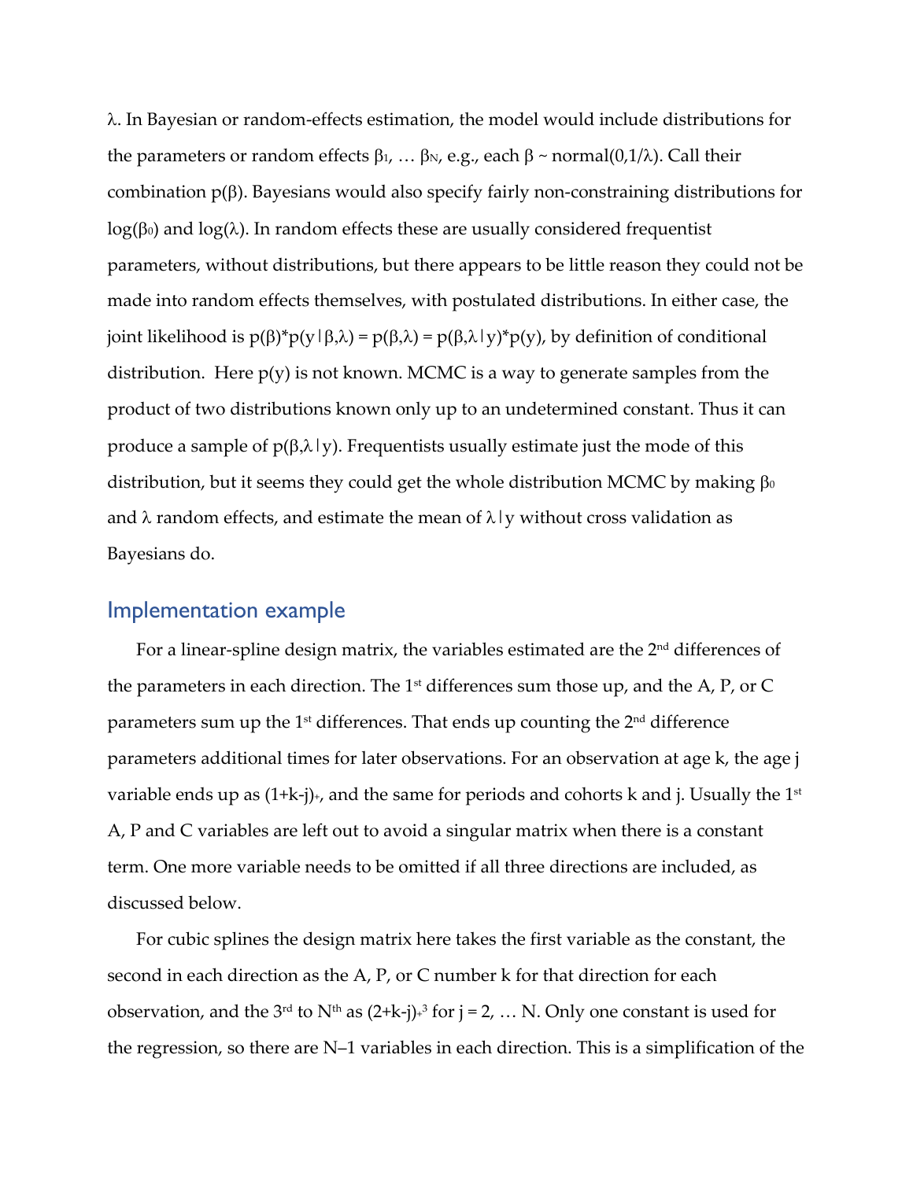$\lambda$. In Bayesian or random-effects estimation, the model would include distributions for the parameters or random effects $\beta_1, \ldots \beta_N$, e.g., each $\beta \sim \text{normal}(0,1/\lambda)$. Call their combination $p(\beta)$. Bayesians would also specify fairly non-constraining distributions for $\log(\beta_0)$ and $\log(\lambda)$. In random effects these are usually considered frequentist parameters, without distributions, but there appears to be little reason they could not be made into random effects themselves, with postulated distributions. In either case, the joint likelihood is $p(\beta)*p(y|\beta,\lambda) = p(\beta,\lambda) = p(\beta,\lambda|y)*p(y)$, by definition of conditional distribution. Here $p(y)$ is not known. MCMC is a way to generate samples from the product of two distributions known only up to an undetermined constant. Thus it can produce a sample of $p(\beta,\lambda|y)$. Frequentists usually estimate just the mode of this distribution, but it seems they could get the whole distribution MCMC by making $\beta_0$ and $\lambda$ random effects, and estimate the mean of $\lambda|y$ without cross validation as Bayesians do.

## Implementation example

For a linear-spline design matrix, the variables estimated are the 2nd differences of the parameters in each direction. The 1st differences sum those up, and the A, P, or C parameters sum up the 1st differences. That ends up counting the 2nd difference parameters additional times for later observations. For an observation at age k, the age j variable ends up as $(1+k-j)_+$, and the same for periods and cohorts k and j. Usually the 1st A, P and C variables are left out to avoid a singular matrix when there is a constant term. One more variable needs to be omitted if all three directions are included, as discussed below.

For cubic splines the design matrix here takes the first variable as the constant, the second in each direction as the A, P, or C number k for that direction for each observation, and the 3rd to Nth as $(2+k-j)_+^3$ for $j = 2, \ldots N$. Only one constant is used for the regression, so there are N–1 variables in each direction. This is a simplification of the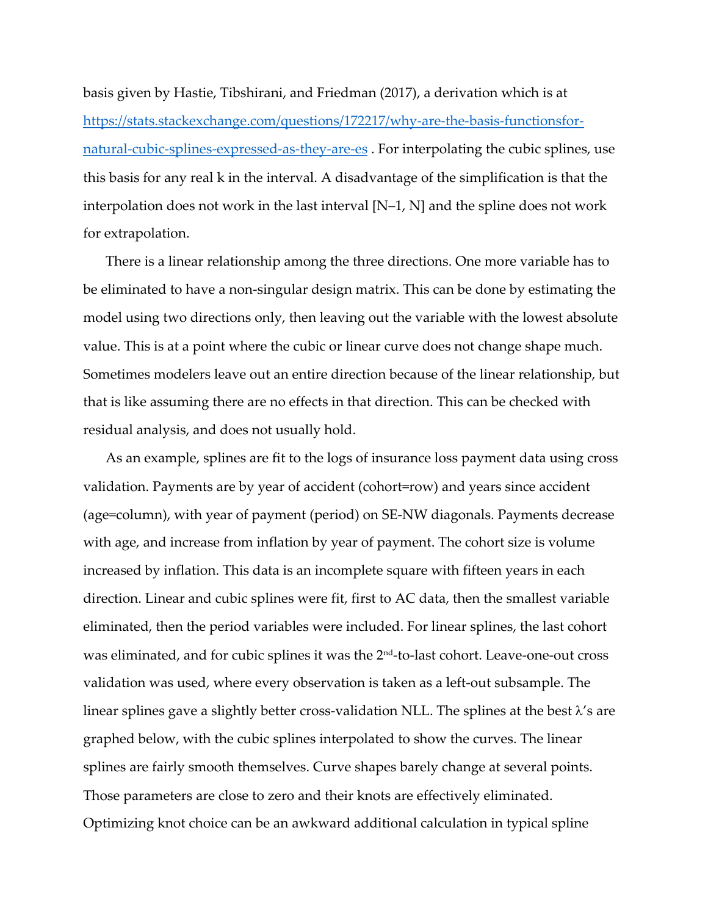basis given by Hastie, Tibshirani, and Friedman (2017), a derivation which is at [https://stats.stackexchange.com/questions/172217/why-are-the-basis-functionsfor-natural-cubic-splines-expressed-as-they-are-es](https://stats.stackexchange.com/questions/172217/why-are-the-basis-functionsfor-natural-cubic-splines-expressed-as-they-are-es) . For interpolating the cubic splines, use this basis for any real k in the interval. A disadvantage of the simplification is that the interpolation does not work in the last interval [N–1, N] and the spline does not work for extrapolation.

There is a linear relationship among the three directions. One more variable has to be eliminated to have a non-singular design matrix. This can be done by estimating the model using two directions only, then leaving out the variable with the lowest absolute value. This is at a point where the cubic or linear curve does not change shape much. Sometimes modelers leave out an entire direction because of the linear relationship, but that is like assuming there are no effects in that direction. This can be checked with residual analysis, and does not usually hold.

As an example, splines are fit to the logs of insurance loss payment data using cross validation. Payments are by year of accident (cohort=row) and years since accident (age=column), with year of payment (period) on SE-NW diagonals. Payments decrease with age, and increase from inflation by year of payment. The cohort size is volume increased by inflation. This data is an incomplete square with fifteen years in each direction. Linear and cubic splines were fit, first to AC data, then the smallest variable eliminated, then the period variables were included. For linear splines, the last cohort was eliminated, and for cubic splines it was the 2nd-to-last cohort. Leave-one-out cross validation was used, where every observation is taken as a left-out subsample. The linear splines gave a slightly better cross-validation NLL. The splines at the best λ's are graphed below, with the cubic splines interpolated to show the curves. The linear splines are fairly smooth themselves. Curve shapes barely change at several points. Those parameters are close to zero and their knots are effectively eliminated. Optimizing knot choice can be an awkward additional calculation in typical spline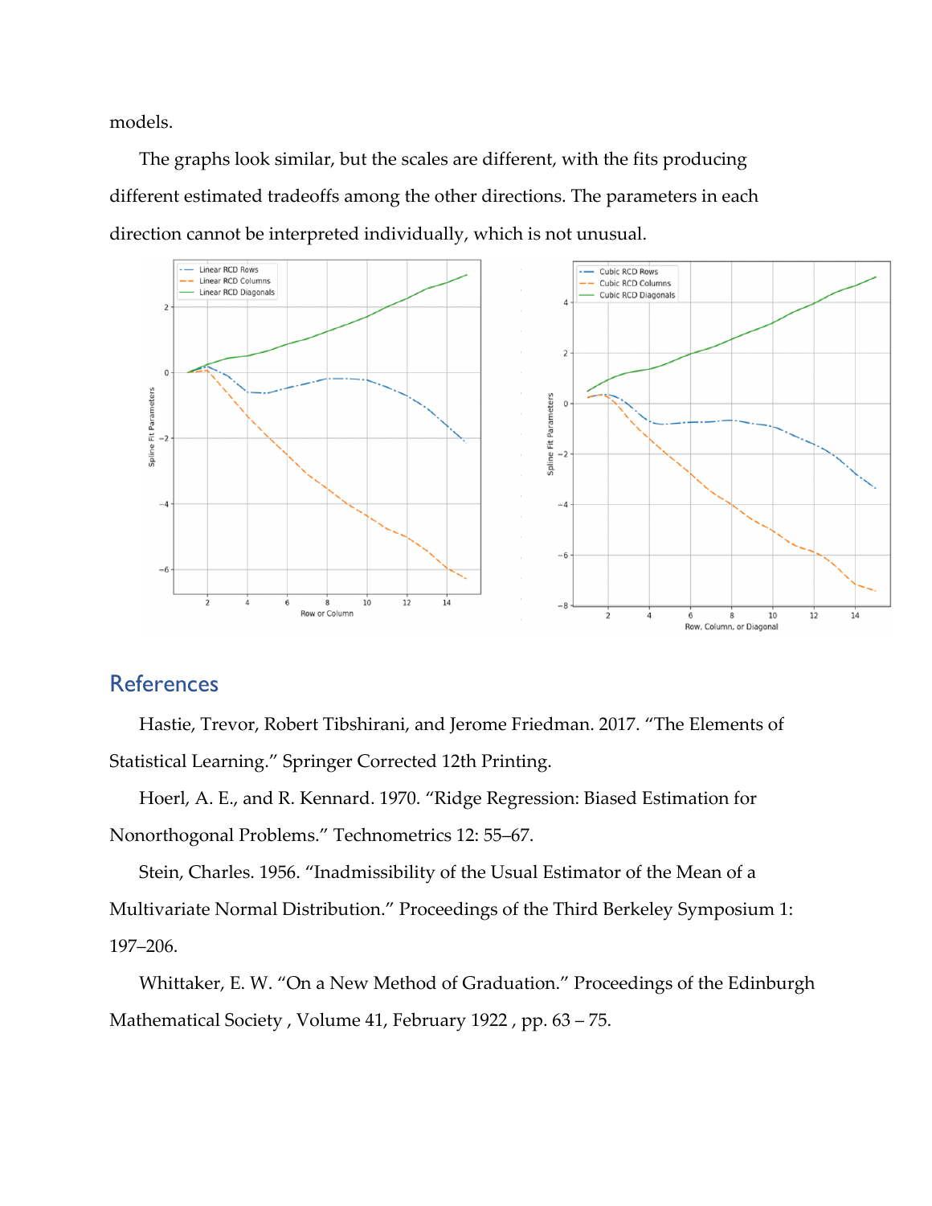models.

The graphs look similar, but the scales are different, with the fits producing different estimated tradeoffs among the other directions. The parameters in each direction cannot be interpreted individually, which is not unusual.

Linear RCD Rows
Linear RCD Columns
Linear RCD Diagonals
Spline Fit Parameters
2
0
−2
−4
−6
2 4 6 8 10 12 14
Row or Column

Cubic RCD Rows
Cubic RCD Columns
Cubic RCD Diagonals
Spline Fit Parameters
4
2
0
−2
−4
−6
−8
2 4 6 8 10 12 14
Row, Column, or Diagonal

## References

Hastie, Trevor, Robert Tibshirani, and Jerome Friedman. 2017. "The Elements of Statistical Learning." Springer Corrected 12th Printing.

Hoerl, A. E., and R. Kennard. 1970. "Ridge Regression: Biased Estimation for Nonorthogonal Problems." Technometrics 12: 55–67.

Stein, Charles. 1956. "Inadmissibility of the Usual Estimator of the Mean of a Multivariate Normal Distribution." Proceedings of the Third Berkeley Symposium 1: 197–206.

Whittaker, E. W. "On a New Method of Graduation." Proceedings of the Edinburgh Mathematical Society , Volume 41, February 1922 , pp. 63 – 75.